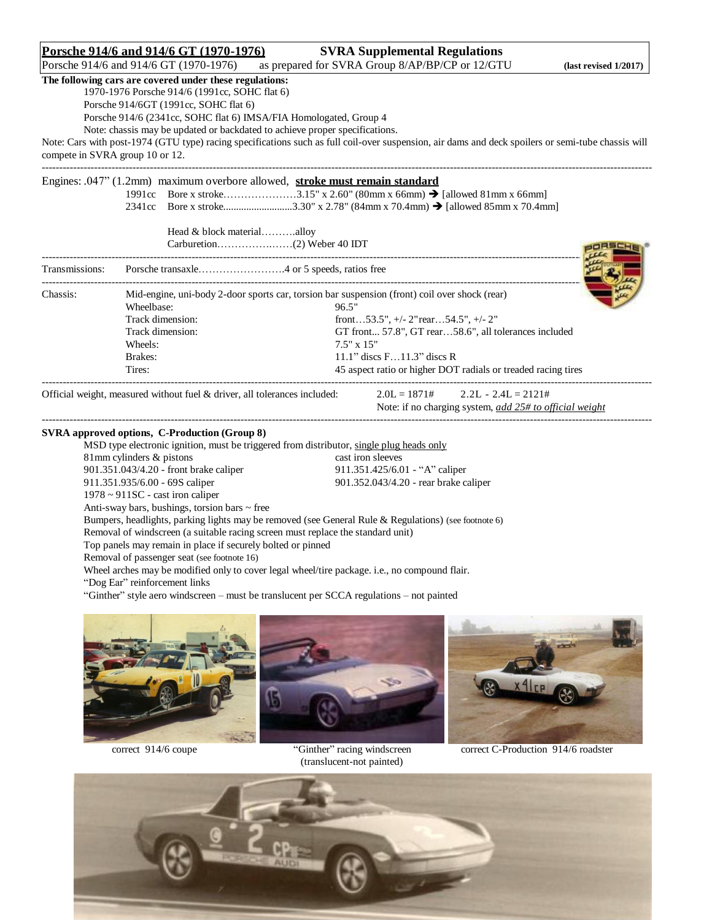# Porsche 914/6 and 914/6 GT (1970-1976) — SVRA Supplemental Regulations

Porsche 914/6 and 914/6 GT (1970-1976) as prepared for SVRA Group 8/AP/BP/CP or 12/GTU **(last revised 1/2017)**

**The following cars are covered under these regulations:**

1970-1976 Porsche 914/6 (1991cc, SOHC flat 6)
Porsche 914/6GT (1991cc, SOHC flat 6)
Porsche 914/6 (2341cc, SOHC flat 6) IMSA/FIA Homologated, Group 4
Note: chassis may be updated or backdated to achieve proper specifications.

Note: Cars with post-1974 (GTU type) racing specifications such as full coil-over suspension, air dams and deck spoilers or semi-tube chassis will compete in SVRA group 10 or 12.

---

Engines: .047" (1.2mm) maximum overbore allowed, **stroke must remain standard**

1991cc Bore x stroke…………………3.15" x 2.60" (80mm x 66mm) ➔ [allowed 81mm x 66mm]
2341cc Bore x stroke...........................3.30" x 2.78" (84mm x 70.4mm) ➔ [allowed 85mm x 70.4mm]

Head & block material……….alloy
Carburetion…………….……(2) Weber 40 IDT

---

Transmissions: Porsche transaxle…………………….4 or 5 speeds, ratios free

---

Chassis: Mid-engine, uni-body 2-door sports car, torsion bar suspension (front) coil over shock (rear)

| | |
|---|---|
| Wheelbase: | 96.5" |
| Track dimension: | front…53.5", +/- 2"rear…54.5", +/- 2" |
| Track dimension: | GT front... 57.8", GT rear…58.6", all tolerances included |
| Wheels: | 7.5" x 15" |
| Brakes: | 11.1" discs F…11.3" discs R |
| Tires: | 45 aspect ratio or higher DOT radials or treaded racing tires |

---

Official weight, measured without fuel & driver, all tolerances included: 2.0L = 1871# 2.2L - 2.4L = 2121#
Note: if no charging system, *add 25# to official weight*

---

**SVRA approved options, C-Production (Group 8)**

MSD type electronic ignition, must be triggered from distributor, single plug heads only
81mm cylinders & pistons — cast iron sleeves
901.351.043/4.20 - front brake caliper — 911.351.425/6.01 - "A" caliper
911.351.935/6.00 - 69S caliper — 901.352.043/4.20 - rear brake caliper
1978 ~ 911SC - cast iron caliper
Anti-sway bars, bushings, torsion bars ~ free
Bumpers, headlights, parking lights may be removed (see General Rule & Regulations) (see footnote 6)
Removal of windscreen (a suitable racing screen must replace the standard unit)
Top panels may remain in place if securely bolted or pinned
Removal of passenger seat (see footnote 16)
Wheel arches may be modified only to cover legal wheel/tire package. i.e., no compound flair.
"Dog Ear" reinforcement links
"Ginther" style aero windscreen – must be translucent per SCCA regulations – not painted

correct 914/6 coupe

"Ginther" racing windscreen (translucent-not painted)

correct C-Production 914/6 roadster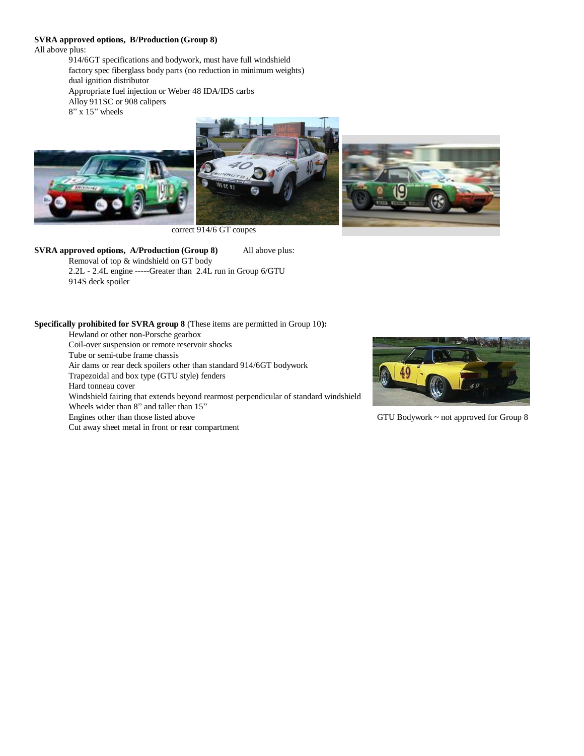**SVRA approved options, B/Production (Group 8)**

All above plus:

- 914/6GT specifications and bodywork, must have full windshield
- factory spec fiberglass body parts (no reduction in minimum weights)
- dual ignition distributor
- Appropriate fuel injection or Weber 48 IDA/IDS carbs
- Alloy 911SC or 908 calipers
- 8" x 15" wheels

correct 914/6 GT coupes

**SVRA approved options, A/Production (Group 8)** All above plus:

- Removal of top & windshield on GT body
- 2.2L - 2.4L engine -----Greater than 2.4L run in Group 6/GTU
- 914S deck spoiler

**Specifically prohibited for SVRA group 8** (These items are permitted in Group 10**):**

- Hewland or other non-Porsche gearbox
- Coil-over suspension or remote reservoir shocks
- Tube or semi-tube frame chassis
- Air dams or rear deck spoilers other than standard 914/6GT bodywork
- Trapezoidal and box type (GTU style) fenders
- Hard tonneau cover
- Windshield fairing that extends beyond rearmost perpendicular of standard windshield
- Wheels wider than 8" and taller than 15"
- Engines other than those listed above
- Cut away sheet metal in front or rear compartment

GTU Bodywork ~ not approved for Group 8